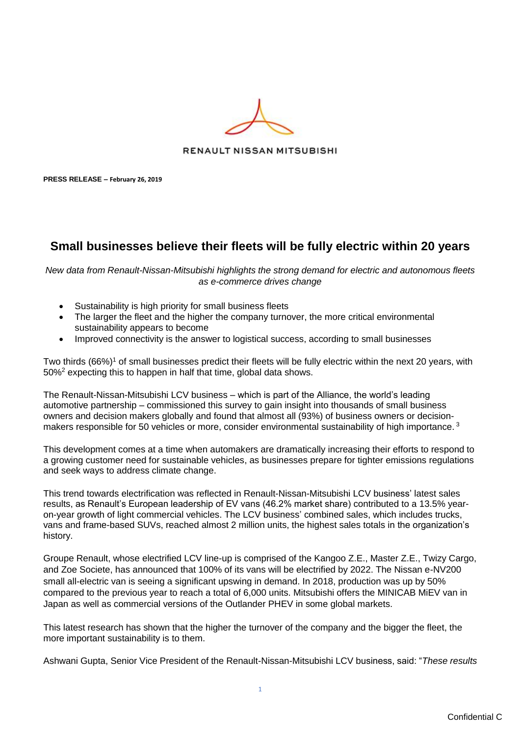RENAULT NISSAN MITSUBISHI

**PRESS RELEASE – February 26, 2019**

# Small businesses believe their fleets will be fully electric within 20 years

*New data from Renault-Nissan-Mitsubishi highlights the strong demand for electric and autonomous fleets as e-commerce drives change*

- Sustainability is high priority for small business fleets
- The larger the fleet and the higher the company turnover, the more critical environmental sustainability appears to become
- Improved connectivity is the answer to logistical success, according to small businesses

Two thirds (66%)[1] of small businesses predict their fleets will be fully electric within the next 20 years, with 50%[2] expecting this to happen in half that time, global data shows.

The Renault-Nissan-Mitsubishi LCV business – which is part of the Alliance, the world's leading automotive partnership – commissioned this survey to gain insight into thousands of small business owners and decision makers globally and found that almost all (93%) of business owners or decision-makers responsible for 50 vehicles or more, consider environmental sustainability of high importance. [3]

This development comes at a time when automakers are dramatically increasing their efforts to respond to a growing customer need for sustainable vehicles, as businesses prepare for tighter emissions regulations and seek ways to address climate change.

This trend towards electrification was reflected in Renault-Nissan-Mitsubishi LCV business' latest sales results, as Renault's European leadership of EV vans (46.2% market share) contributed to a 13.5% year-on-year growth of light commercial vehicles. The LCV business' combined sales, which includes trucks, vans and frame-based SUVs, reached almost 2 million units, the highest sales totals in the organization's history.

Groupe Renault, whose electrified LCV line-up is comprised of the Kangoo Z.E., Master Z.E., Twizy Cargo, and Zoe Societe, has announced that 100% of its vans will be electrified by 2022. The Nissan e-NV200 small all-electric van is seeing a significant upswing in demand. In 2018, production was up by 50% compared to the previous year to reach a total of 6,000 units. Mitsubishi offers the MINICAB MiEV van in Japan as well as commercial versions of the Outlander PHEV in some global markets.

This latest research has shown that the higher the turnover of the company and the bigger the fleet, the more important sustainability is to them.

Ashwani Gupta, Senior Vice President of the Renault-Nissan-Mitsubishi LCV business, said: "*These results*

Confidential C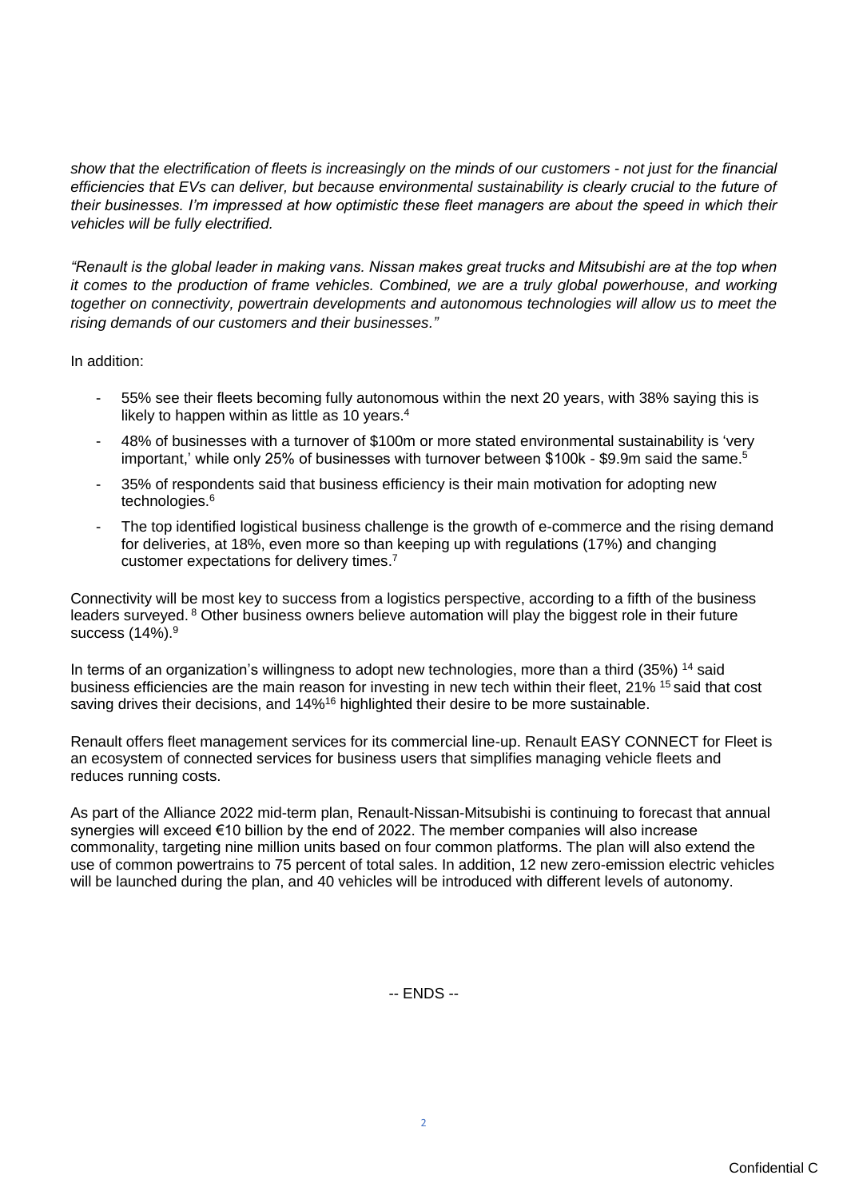*show that the electrification of fleets is increasingly on the minds of our customers - not just for the financial efficiencies that EVs can deliver, but because environmental sustainability is clearly crucial to the future of their businesses. I'm impressed at how optimistic these fleet managers are about the speed in which their vehicles will be fully electrified.*

*"Renault is the global leader in making vans. Nissan makes great trucks and Mitsubishi are at the top when it comes to the production of frame vehicles. Combined, we are a truly global powerhouse, and working together on connectivity, powertrain developments and autonomous technologies will allow us to meet the rising demands of our customers and their businesses."*

In addition:

- 55% see their fleets becoming fully autonomous within the next 20 years, with 38% saying this is likely to happen within as little as 10 years.[4]
- 48% of businesses with a turnover of $100m or more stated environmental sustainability is 'very important,' while only 25% of businesses with turnover between $100k - $9.9m said the same.[5]
- 35% of respondents said that business efficiency is their main motivation for adopting new technologies.[6]
- The top identified logistical business challenge is the growth of e-commerce and the rising demand for deliveries, at 18%, even more so than keeping up with regulations (17%) and changing customer expectations for delivery times.[7]

Connectivity will be most key to success from a logistics perspective, according to a fifth of the business leaders surveyed.[8] Other business owners believe automation will play the biggest role in their future success (14%).[9]

In terms of an organization's willingness to adopt new technologies, more than a third (35%)[14] said business efficiencies are the main reason for investing in new tech within their fleet, 21%[15] said that cost saving drives their decisions, and 14%[16] highlighted their desire to be more sustainable.

Renault offers fleet management services for its commercial line-up. Renault EASY CONNECT for Fleet is an ecosystem of connected services for business users that simplifies managing vehicle fleets and reduces running costs.

As part of the Alliance 2022 mid-term plan, Renault-Nissan-Mitsubishi is continuing to forecast that annual synergies will exceed €10 billion by the end of 2022. The member companies will also increase commonality, targeting nine million units based on four common platforms. The plan will also extend the use of common powertrains to 75 percent of total sales. In addition, 12 new zero-emission electric vehicles will be launched during the plan, and 40 vehicles will be introduced with different levels of autonomy.

-- ENDS --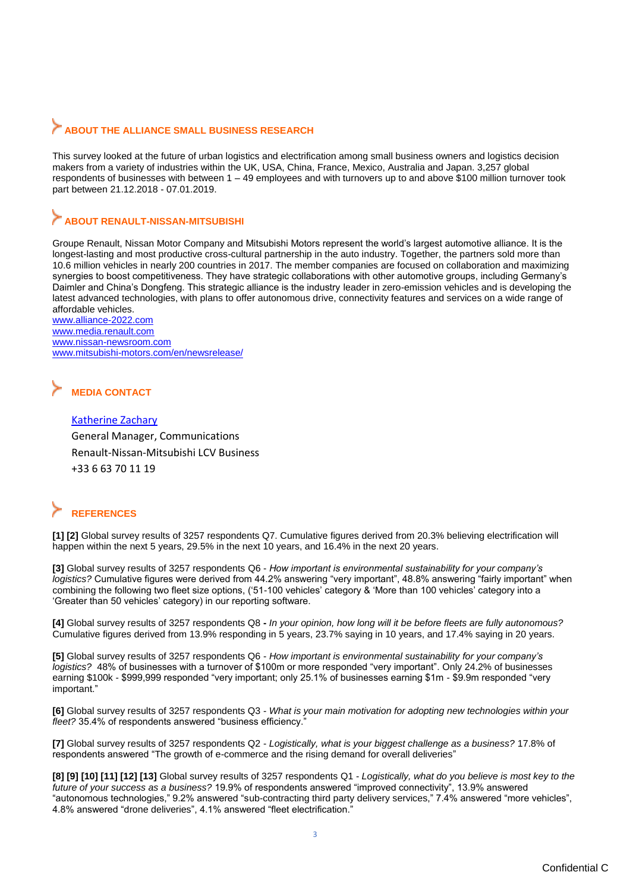## ABOUT THE ALLIANCE SMALL BUSINESS RESEARCH

This survey looked at the future of urban logistics and electrification among small business owners and logistics decision makers from a variety of industries within the UK, USA, China, France, Mexico, Australia and Japan. 3,257 global respondents of businesses with between 1 – 49 employees and with turnovers up to and above $100 million turnover took part between 21.12.2018 - 07.01.2019.

## ABOUT RENAULT-NISSAN-MITSUBISHI

Groupe Renault, Nissan Motor Company and Mitsubishi Motors represent the world's largest automotive alliance. It is the longest-lasting and most productive cross-cultural partnership in the auto industry. Together, the partners sold more than 10.6 million vehicles in nearly 200 countries in 2017. The member companies are focused on collaboration and maximizing synergies to boost competitiveness. They have strategic collaborations with other automotive groups, including Germany's Daimler and China's Dongfeng. This strategic alliance is the industry leader in zero-emission vehicles and is developing the latest advanced technologies, with plans to offer autonomous drive, connectivity features and services on a wide range of affordable vehicles.
www.alliance-2022.com
www.media.renault.com
www.nissan-newsroom.com
www.mitsubishi-motors.com/en/newsrelease/

## MEDIA CONTACT

Katherine Zachary
General Manager, Communications
Renault-Nissan-Mitsubishi LCV Business
+33 6 63 70 11 19

## REFERENCES

**[1] [2]** Global survey results of 3257 respondents Q7. Cumulative figures derived from 20.3% believing electrification will happen within the next 5 years, 29.5% in the next 10 years, and 16.4% in the next 20 years.

**[3]** Global survey results of 3257 respondents Q6 - *How important is environmental sustainability for your company's logistics?* Cumulative figures were derived from 44.2% answering "very important", 48.8% answering "fairly important" when combining the following two fleet size options, ('51-100 vehicles' category & 'More than 100 vehicles' category into a 'Greater than 50 vehicles' category) in our reporting software.

**[4]** Global survey results of 3257 respondents Q8 **-** *In your opinion, how long will it be before fleets are fully autonomous?* Cumulative figures derived from 13.9% responding in 5 years, 23.7% saying in 10 years, and 17.4% saying in 20 years.

**[5]** Global survey results of 3257 respondents Q6 - *How important is environmental sustainability for your company's logistics?* 48% of businesses with a turnover of $100m or more responded "very important". Only 24.2% of businesses earning $100k - $999,999 responded "very important; only 25.1% of businesses earning $1m - $9.9m responded "very important."

**[6]** Global survey results of 3257 respondents Q3 - *What is your main motivation for adopting new technologies within your fleet?* 35.4% of respondents answered "business efficiency."

**[7]** Global survey results of 3257 respondents Q2 - *Logistically, what is your biggest challenge as a business?* 17.8% of respondents answered "The growth of e-commerce and the rising demand for overall deliveries"

**[8] [9] [10] [11] [12] [13]** Global survey results of 3257 respondents Q1 - *Logistically, what do you believe is most key to the future of your success as a business?* 19.9% of respondents answered "improved connectivity", 13.9% answered "autonomous technologies," 9.2% answered "sub-contracting third party delivery services," 7.4% answered "more vehicles", 4.8% answered "drone deliveries", 4.1% answered "fleet electrification."

Confidential C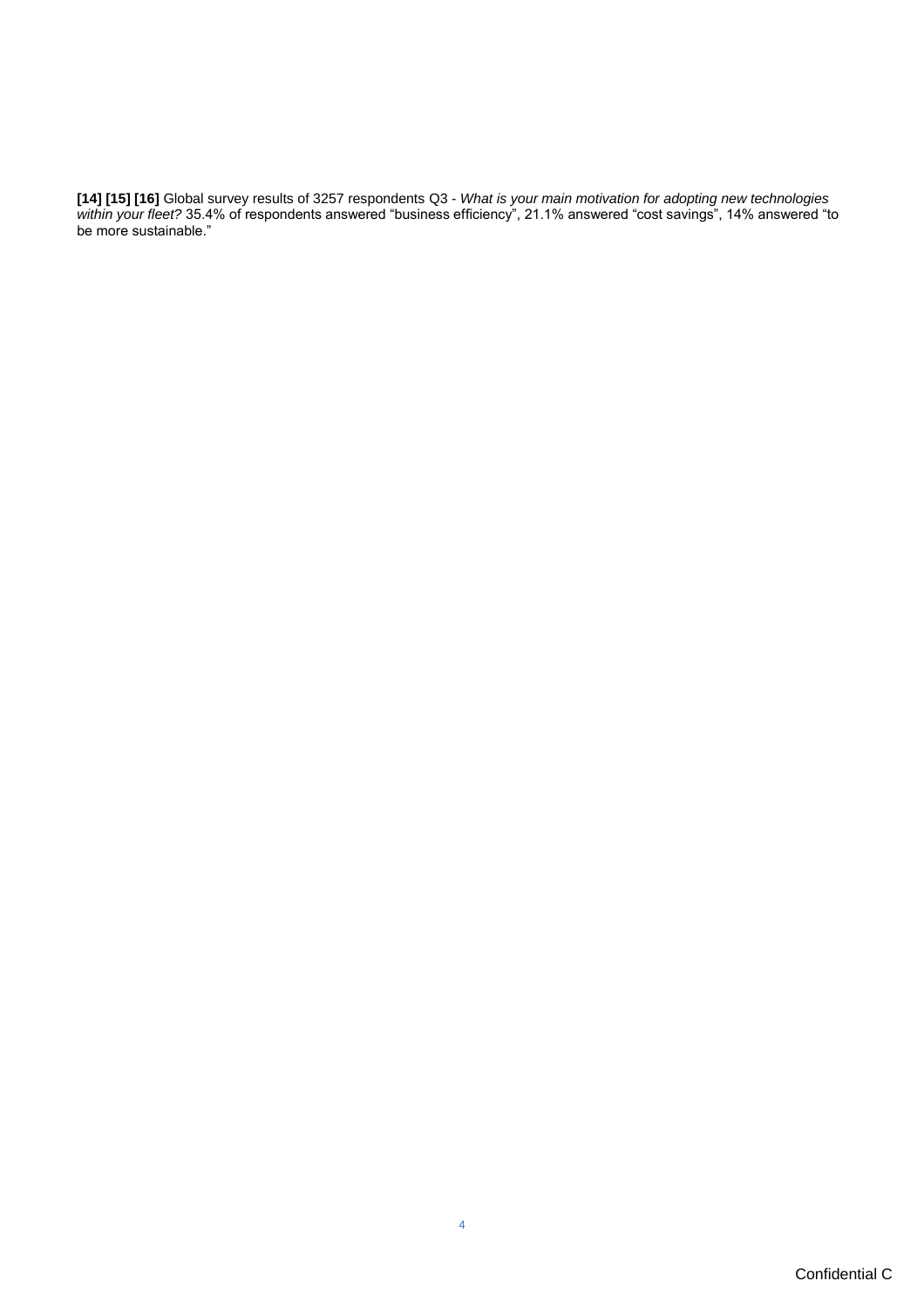**[14] [15] [16]** Global survey results of 3257 respondents Q3 - *What is your main motivation for adopting new technologies within your fleet?* 35.4% of respondents answered "business efficiency", 21.1% answered "cost savings", 14% answered "to be more sustainable."

Confidential C